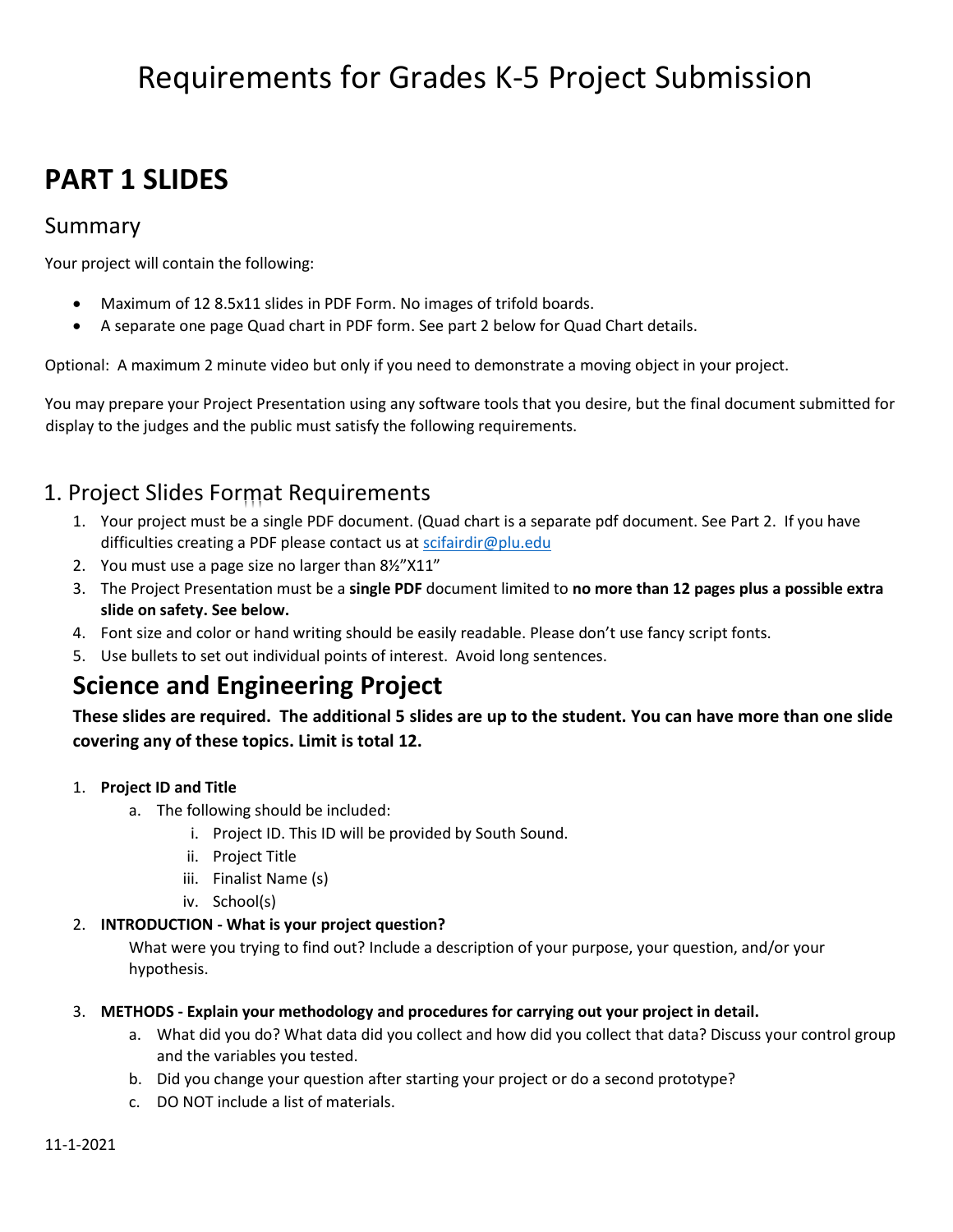# Requirements for Grades K-5 Project Submission

# PART 1 SLIDES

## Summary

Your project will contain the following:

- Maximum of 12 8.5x11 slides in PDF Form. No images of trifold boards.
- A separate one page Quad chart in PDF form. See part 2 below for Quad Chart details.

Optional: A maximum 2 minute video but only if you need to demonstrate a moving object in your project.

You may prepare your Project Presentation using any software tools that you desire, but the final document submitted for display to the judges and the public must satisfy the following requirements.

## 1. Project Slides Format Requirements

1. Your project must be a single PDF document. (Quad chart is a separate pdf document. See Part 2. If you have difficulties creating a PDF please contact us at scifairdir@plu.edu
2. You must use a page size no larger than 8½"X11"
3. The Project Presentation must be a **single PDF** document limited to **no more than 12 pages plus a possible extra slide on safety. See below.**
4. Font size and color or hand writing should be easily readable. Please don't use fancy script fonts.
5. Use bullets to set out individual points of interest. Avoid long sentences.

# Science and Engineering Project

**These slides are required. The additional 5 slides are up to the student. You can have more than one slide covering any of these topics. Limit is total 12.**

1. **Project ID and Title**
   a. The following should be included:
      i. Project ID. This ID will be provided by South Sound.
      ii. Project Title
      iii. Finalist Name (s)
      iv. School(s)
2. **INTRODUCTION - What is your project question?**
   What were you trying to find out? Include a description of your purpose, your question, and/or your hypothesis.
3. **METHODS - Explain your methodology and procedures for carrying out your project in detail.**
   a. What did you do? What data did you collect and how did you collect that data? Discuss your control group and the variables you tested.
   b. Did you change your question after starting your project or do a second prototype?
   c. DO NOT include a list of materials.

11-1-2021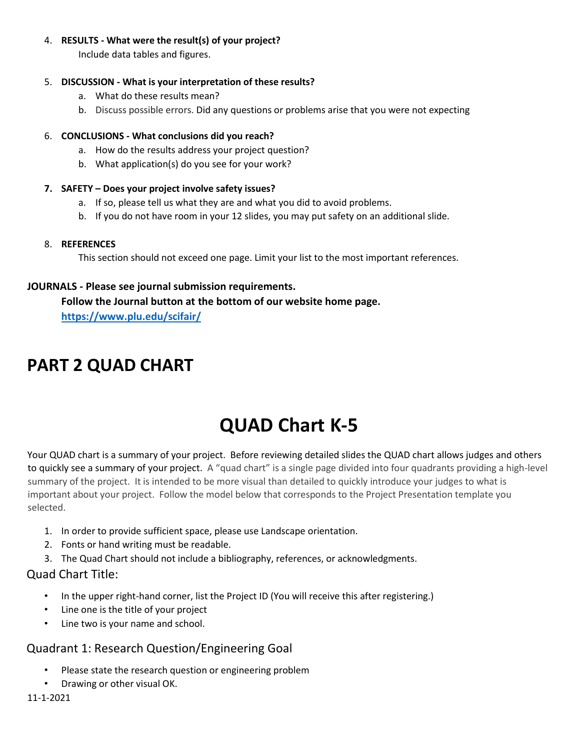4. **RESULTS - What were the result(s) of your project?**

   Include data tables and figures.

5. **DISCUSSION - What is your interpretation of these results?**
   a. What do these results mean?
   b. Discuss possible errors. Did any questions or problems arise that you were not expecting

6. **CONCLUSIONS - What conclusions did you reach?**
   a. How do the results address your project question?
   b. What application(s) do you see for your work?

7. **SAFETY – Does your project involve safety issues?**
   a. If so, please tell us what they are and what you did to avoid problems.
   b. If you do not have room in your 12 slides, you may put safety on an additional slide.

8. **REFERENCES**

   This section should not exceed one page. Limit your list to the most important references.

**JOURNALS - Please see journal submission requirements.**

**Follow the Journal button at the bottom of our website home page.**
**https://www.plu.edu/scifair/**

# PART 2 QUAD CHART

# QUAD Chart K-5

Your QUAD chart is a summary of your project. Before reviewing detailed slides the QUAD chart allows judges and others to quickly see a summary of your project. A "quad chart" is a single page divided into four quadrants providing a high-level summary of the project. It is intended to be more visual than detailed to quickly introduce your judges to what is important about your project. Follow the model below that corresponds to the Project Presentation template you selected.

1. In order to provide sufficient space, please use Landscape orientation.
2. Fonts or hand writing must be readable.
3. The Quad Chart should not include a bibliography, references, or acknowledgments.

## Quad Chart Title:

- In the upper right-hand corner, list the Project ID (You will receive this after registering.)
- Line one is the title of your project
- Line two is your name and school.

## Quadrant 1: Research Question/Engineering Goal

- Please state the research question or engineering problem
- Drawing or other visual OK.

11-1-2021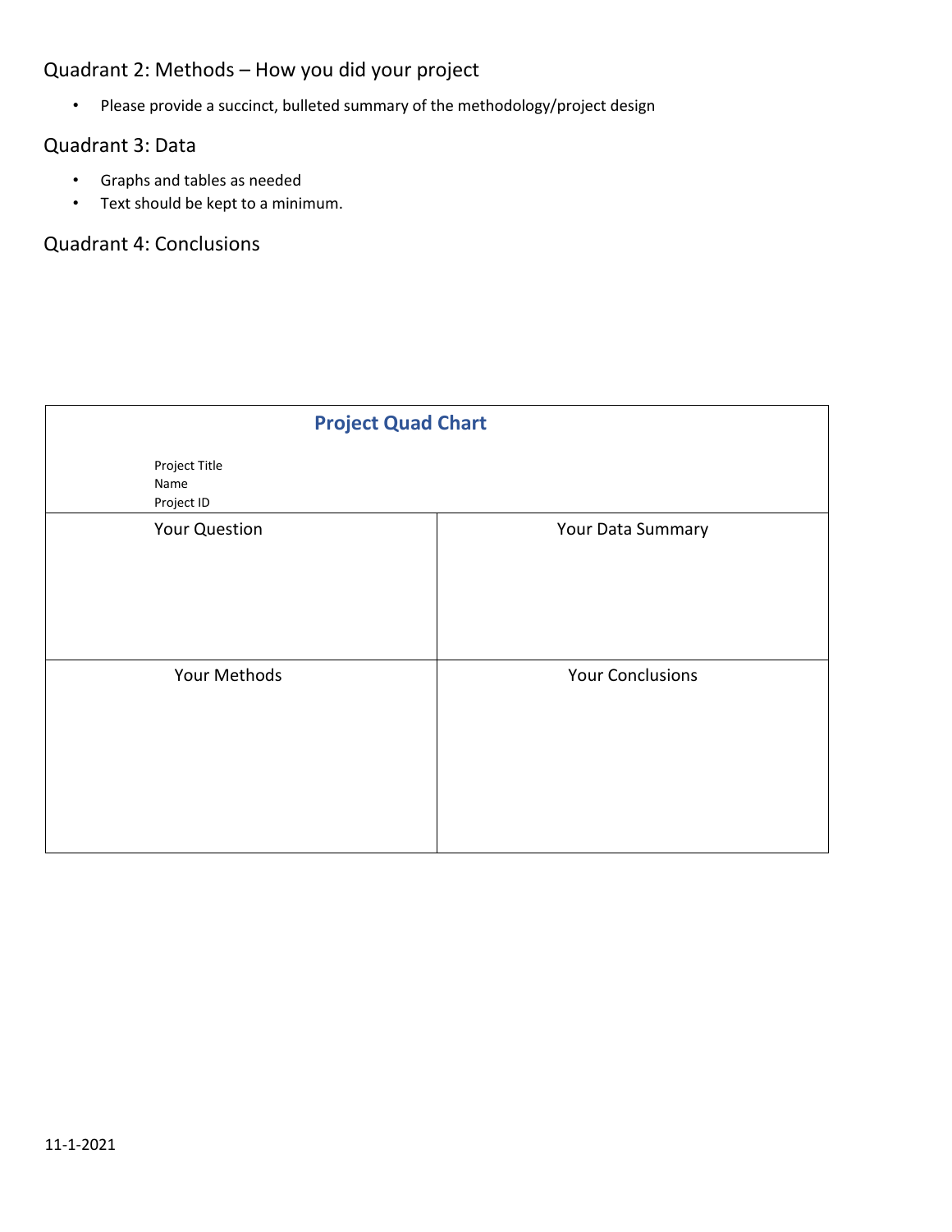## Quadrant 2: Methods – How you did your project

- Please provide a succinct, bulleted summary of the methodology/project design

## Quadrant 3: Data

- Graphs and tables as needed
- Text should be kept to a minimum.

## Quadrant 4: Conclusions

| **Project Quad Chart**<br><br>Project Title<br>Name<br>Project ID | |
|---|---|
| Your Question | Your Data Summary |
| Your Methods | Your Conclusions |

11-1-2021